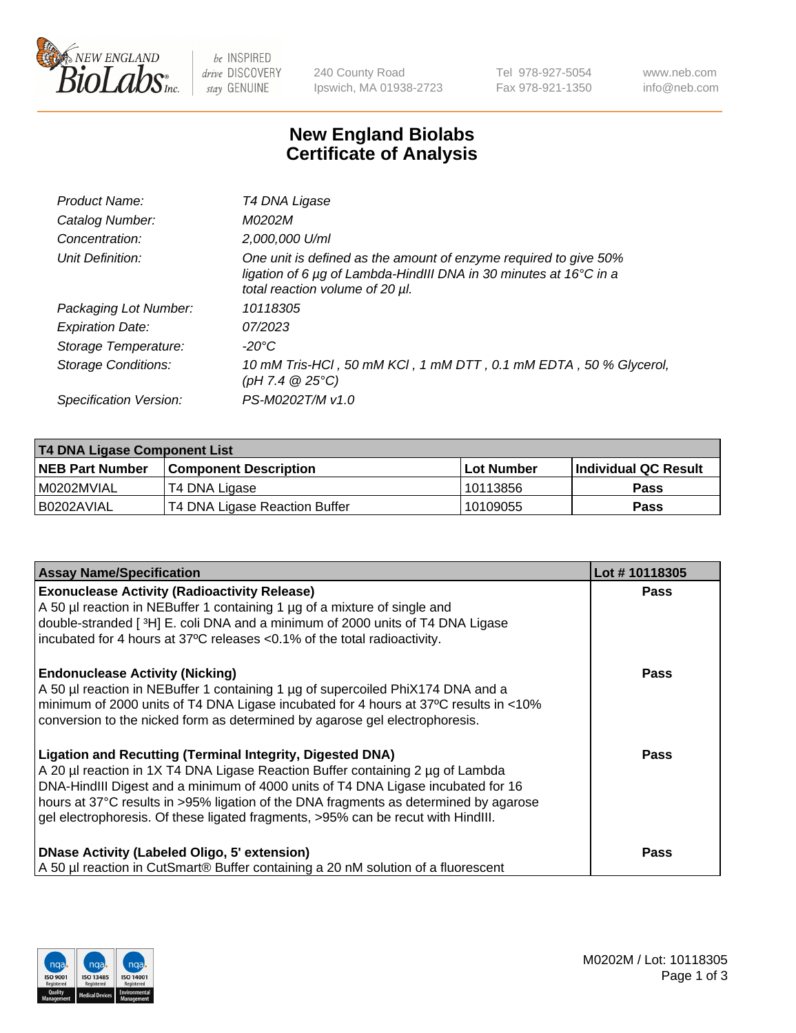# New England Biolabs Certificate of Analysis

| | |
|---|---|
| Product Name: | T4 DNA Ligase |
| Catalog Number: | M0202M |
| Concentration: | 2,000,000 U/ml |
| Unit Definition: | One unit is defined as the amount of enzyme required to give 50% ligation of 6 µg of Lambda-HindIII DNA in 30 minutes at 16°C in a total reaction volume of 20 µl. |
| Packaging Lot Number: | 10118305 |
| Expiration Date: | 07/2023 |
| Storage Temperature: | -20°C |
| Storage Conditions: | 10 mM Tris-HCl , 50 mM KCl , 1 mM DTT , 0.1 mM EDTA , 50 % Glycerol, (pH 7.4 @ 25°C) |
| Specification Version: | PS-M0202T/M v1.0 |

| T4 DNA Ligase Component List | | | |
|---|---|---|---|
| **NEB Part Number** | **Component Description** | **Lot Number** | **Individual QC Result** |
| M0202MVIAL | T4 DNA Ligase | 10113856 | Pass |
| B0202AVIAL | T4 DNA Ligase Reaction Buffer | 10109055 | Pass |

| Assay Name/Specification | Lot # 10118305 |
|---|---|
| **Exonuclease Activity (Radioactivity Release)**<br>A 50 µl reaction in NEBuffer 1 containing 1 µg of a mixture of single and double-stranded [ $^3$H] E. coli DNA and a minimum of 2000 units of T4 DNA Ligase incubated for 4 hours at 37ºC releases <0.1% of the total radioactivity. | Pass |
| **Endonuclease Activity (Nicking)**<br>A 50 µl reaction in NEBuffer 1 containing 1 µg of supercoiled PhiX174 DNA and a minimum of 2000 units of T4 DNA Ligase incubated for 4 hours at 37ºC results in <10% conversion to the nicked form as determined by agarose gel electrophoresis. | Pass |
| **Ligation and Recutting (Terminal Integrity, Digested DNA)**<br>A 20 µl reaction in 1X T4 DNA Ligase Reaction Buffer containing 2 µg of Lambda DNA-HindIII Digest and a minimum of 4000 units of T4 DNA Ligase incubated for 16 hours at 37°C results in >95% ligation of the DNA fragments as determined by agarose gel electrophoresis. Of these ligated fragments, >95% can be recut with HindIII. | Pass |
| **DNase Activity (Labeled Oligo, 5' extension)**<br>A 50 µl reaction in CutSmart® Buffer containing a 20 nM solution of a fluorescent | Pass |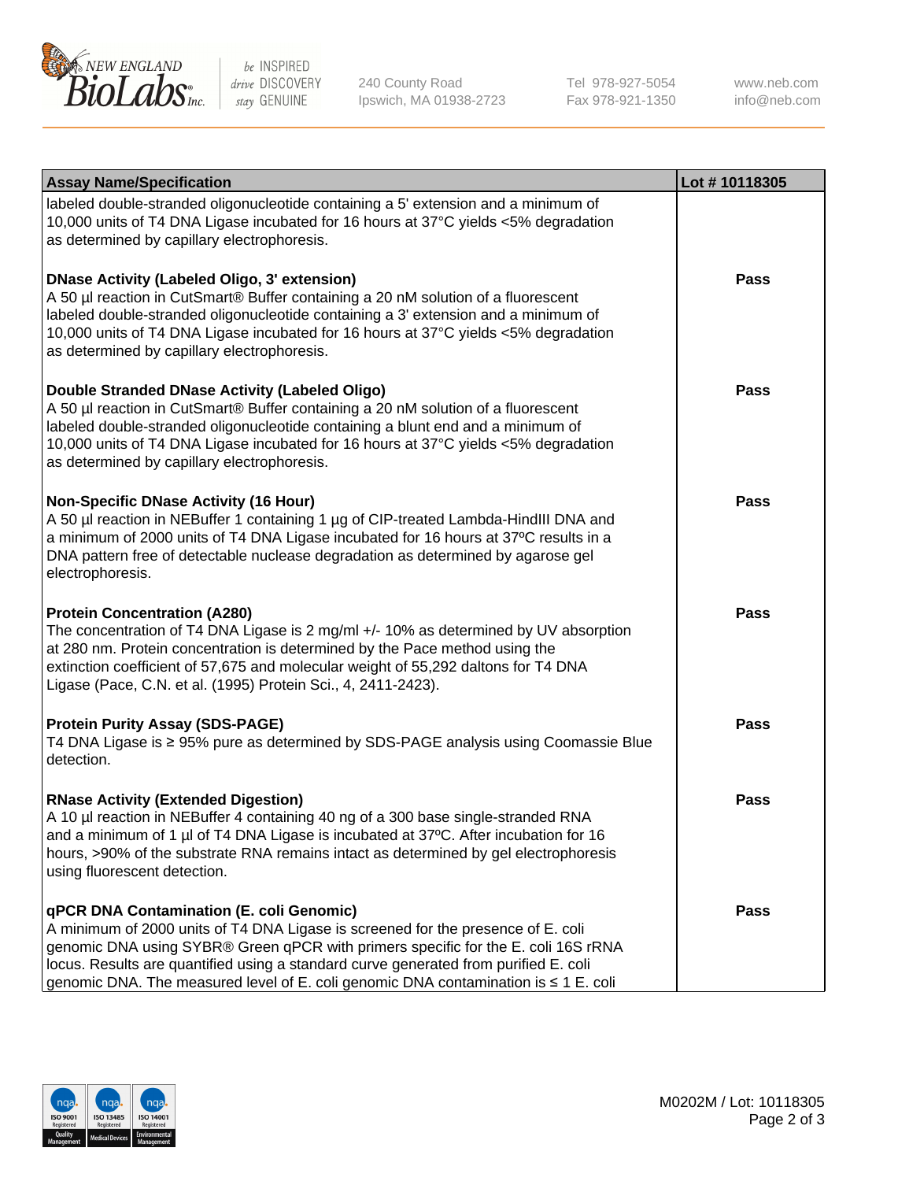| Assay Name/Specification | Lot # 10118305 |
|---|---|
| labeled double-stranded oligonucleotide containing a 5' extension and a minimum of 10,000 units of T4 DNA Ligase incubated for 16 hours at 37°C yields <5% degradation as determined by capillary electrophoresis. | |
| **DNase Activity (Labeled Oligo, 3' extension)** A 50 µl reaction in CutSmart® Buffer containing a 20 nM solution of a fluorescent labeled double-stranded oligonucleotide containing a 3' extension and a minimum of 10,000 units of T4 DNA Ligase incubated for 16 hours at 37°C yields <5% degradation as determined by capillary electrophoresis. | **Pass** |
| **Double Stranded DNase Activity (Labeled Oligo)** A 50 µl reaction in CutSmart® Buffer containing a 20 nM solution of a fluorescent labeled double-stranded oligonucleotide containing a blunt end and a minimum of 10,000 units of T4 DNA Ligase incubated for 16 hours at 37°C yields <5% degradation as determined by capillary electrophoresis. | **Pass** |
| **Non-Specific DNase Activity (16 Hour)** A 50 µl reaction in NEBuffer 1 containing 1 µg of CIP-treated Lambda-HindIII DNA and a minimum of 2000 units of T4 DNA Ligase incubated for 16 hours at 37ºC results in a DNA pattern free of detectable nuclease degradation as determined by agarose gel electrophoresis. | **Pass** |
| **Protein Concentration (A280)** The concentration of T4 DNA Ligase is 2 mg/ml +/- 10% as determined by UV absorption at 280 nm. Protein concentration is determined by the Pace method using the extinction coefficient of 57,675 and molecular weight of 55,292 daltons for T4 DNA Ligase (Pace, C.N. et al. (1995) Protein Sci., 4, 2411-2423). | **Pass** |
| **Protein Purity Assay (SDS-PAGE)** T4 DNA Ligase is ≥ 95% pure as determined by SDS-PAGE analysis using Coomassie Blue detection. | **Pass** |
| **RNase Activity (Extended Digestion)** A 10 µl reaction in NEBuffer 4 containing 40 ng of a 300 base single-stranded RNA and a minimum of 1 µl of T4 DNA Ligase is incubated at 37ºC. After incubation for 16 hours, >90% of the substrate RNA remains intact as determined by gel electrophoresis using fluorescent detection. | **Pass** |
| **qPCR DNA Contamination (E. coli Genomic)** A minimum of 2000 units of T4 DNA Ligase is screened for the presence of E. coli genomic DNA using SYBR® Green qPCR with primers specific for the E. coli 16S rRNA locus. Results are quantified using a standard curve generated from purified E. coli genomic DNA. The measured level of E. coli genomic DNA contamination is ≤ 1 E. coli | **Pass** |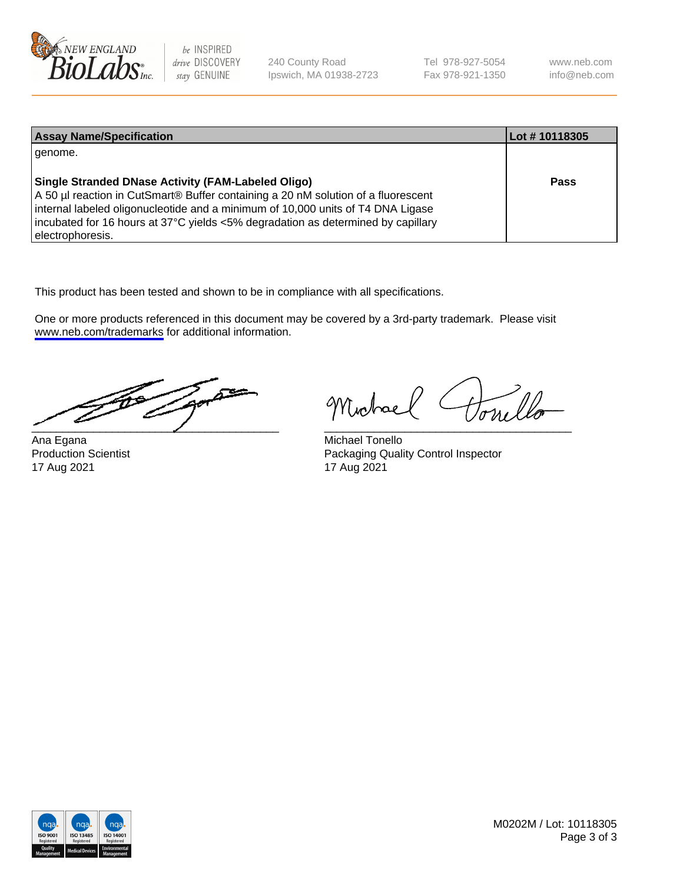| Assay Name/Specification | Lot # 10118305 |
|---|---|
| genome. | |
| **Single Stranded DNase Activity (FAM-Labeled Oligo)**<br>A 50 µl reaction in CutSmart® Buffer containing a 20 nM solution of a fluorescent internal labeled oligonucleotide and a minimum of 10,000 units of T4 DNA Ligase incubated for 16 hours at 37°C yields <5% degradation as determined by capillary electrophoresis. | **Pass** |

This product has been tested and shown to be in compliance with all specifications.

One or more products referenced in this document may be covered by a 3rd-party trademark. Please visit www.neb.com/trademarks for additional information.

Ana Egana
Production Scientist
17 Aug 2021

Michael Tonello
Packaging Quality Control Inspector
17 Aug 2021

M0202M / Lot: 10118305